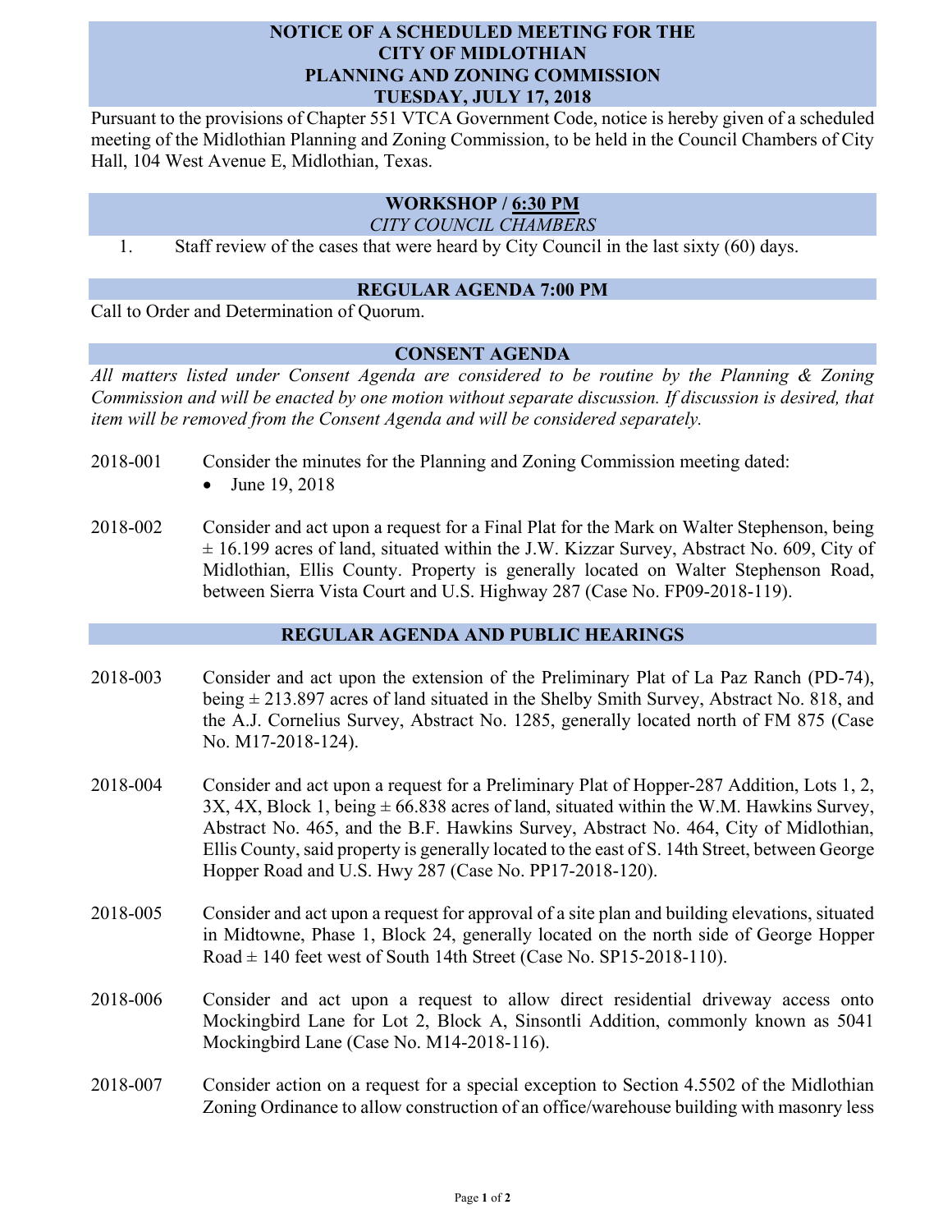# NOTICE OF A SCHEDULED MEETING FOR THE CITY OF MIDLOTHIAN PLANNING AND ZONING COMMISSION TUESDAY, JULY 17, 2018

Pursuant to the provisions of Chapter 551 VTCA Government Code, notice is hereby given of a scheduled meeting of the Midlothian Planning and Zoning Commission, to be held in the Council Chambers of City Hall, 104 West Avenue E, Midlothian, Texas.

## WORKSHOP / 6:30 PM

*CITY COUNCIL CHAMBERS*

1. Staff review of the cases that were heard by City Council in the last sixty (60) days.

## REGULAR AGENDA 7:00 PM

Call to Order and Determination of Quorum.

## CONSENT AGENDA

*All matters listed under Consent Agenda are considered to be routine by the Planning & Zoning Commission and will be enacted by one motion without separate discussion. If discussion is desired, that item will be removed from the Consent Agenda and will be considered separately.*

2018-001 Consider the minutes for the Planning and Zoning Commission meeting dated:

- June 19, 2018

2018-002 Consider and act upon a request for a Final Plat for the Mark on Walter Stephenson, being ± 16.199 acres of land, situated within the J.W. Kizzar Survey, Abstract No. 609, City of Midlothian, Ellis County. Property is generally located on Walter Stephenson Road, between Sierra Vista Court and U.S. Highway 287 (Case No. FP09-2018-119).

## REGULAR AGENDA AND PUBLIC HEARINGS

2018-003 Consider and act upon the extension of the Preliminary Plat of La Paz Ranch (PD-74), being ± 213.897 acres of land situated in the Shelby Smith Survey, Abstract No. 818, and the A.J. Cornelius Survey, Abstract No. 1285, generally located north of FM 875 (Case No. M17-2018-124).

2018-004 Consider and act upon a request for a Preliminary Plat of Hopper-287 Addition, Lots 1, 2, 3X, 4X, Block 1, being ± 66.838 acres of land, situated within the W.M. Hawkins Survey, Abstract No. 465, and the B.F. Hawkins Survey, Abstract No. 464, City of Midlothian, Ellis County, said property is generally located to the east of S. 14th Street, between George Hopper Road and U.S. Hwy 287 (Case No. PP17-2018-120).

2018-005 Consider and act upon a request for approval of a site plan and building elevations, situated in Midtowne, Phase 1, Block 24, generally located on the north side of George Hopper Road ± 140 feet west of South 14th Street (Case No. SP15-2018-110).

2018-006 Consider and act upon a request to allow direct residential driveway access onto Mockingbird Lane for Lot 2, Block A, Sinsontli Addition, commonly known as 5041 Mockingbird Lane (Case No. M14-2018-116).

2018-007 Consider action on a request for a special exception to Section 4.5502 of the Midlothian Zoning Ordinance to allow construction of an office/warehouse building with masonry less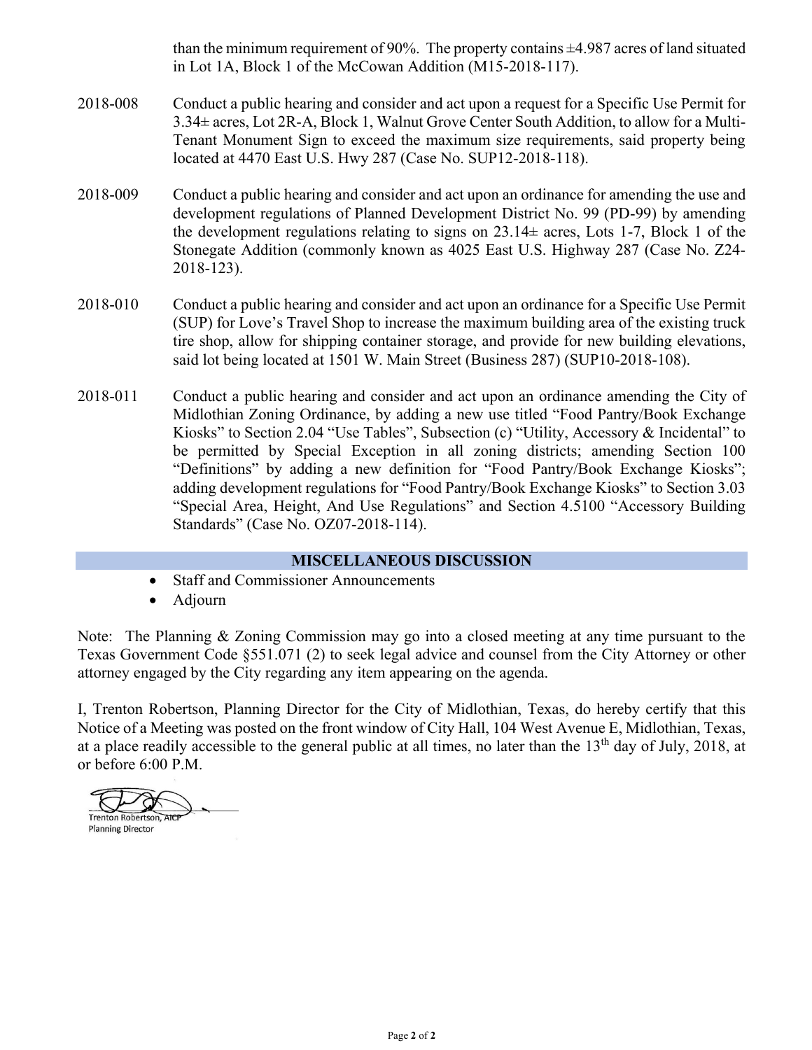than the minimum requirement of 90%. The property contains ±4.987 acres of land situated in Lot 1A, Block 1 of the McCowan Addition (M15-2018-117).

2018-008 Conduct a public hearing and consider and act upon a request for a Specific Use Permit for 3.34± acres, Lot 2R-A, Block 1, Walnut Grove Center South Addition, to allow for a Multi-Tenant Monument Sign to exceed the maximum size requirements, said property being located at 4470 East U.S. Hwy 287 (Case No. SUP12-2018-118).

2018-009 Conduct a public hearing and consider and act upon an ordinance for amending the use and development regulations of Planned Development District No. 99 (PD-99) by amending the development regulations relating to signs on 23.14± acres, Lots 1-7, Block 1 of the Stonegate Addition (commonly known as 4025 East U.S. Highway 287 (Case No. Z24-2018-123).

2018-010 Conduct a public hearing and consider and act upon an ordinance for a Specific Use Permit (SUP) for Love's Travel Shop to increase the maximum building area of the existing truck tire shop, allow for shipping container storage, and provide for new building elevations, said lot being located at 1501 W. Main Street (Business 287) (SUP10-2018-108).

2018-011 Conduct a public hearing and consider and act upon an ordinance amending the City of Midlothian Zoning Ordinance, by adding a new use titled "Food Pantry/Book Exchange Kiosks" to Section 2.04 "Use Tables", Subsection (c) "Utility, Accessory & Incidental" to be permitted by Special Exception in all zoning districts; amending Section 100 "Definitions" by adding a new definition for "Food Pantry/Book Exchange Kiosks"; adding development regulations for "Food Pantry/Book Exchange Kiosks" to Section 3.03 "Special Area, Height, And Use Regulations" and Section 4.5100 "Accessory Building Standards" (Case No. OZ07-2018-114).

## MISCELLANEOUS DISCUSSION

- Staff and Commissioner Announcements
- Adjourn

Note: The Planning & Zoning Commission may go into a closed meeting at any time pursuant to the Texas Government Code §551.071 (2) to seek legal advice and counsel from the City Attorney or other attorney engaged by the City regarding any item appearing on the agenda.

I, Trenton Robertson, Planning Director for the City of Midlothian, Texas, do hereby certify that this Notice of a Meeting was posted on the front window of City Hall, 104 West Avenue E, Midlothian, Texas, at a place readily accessible to the general public at all times, no later than the 13th day of July, 2018, at or before 6:00 P.M.

Trenton Robertson, AICP
Planning Director